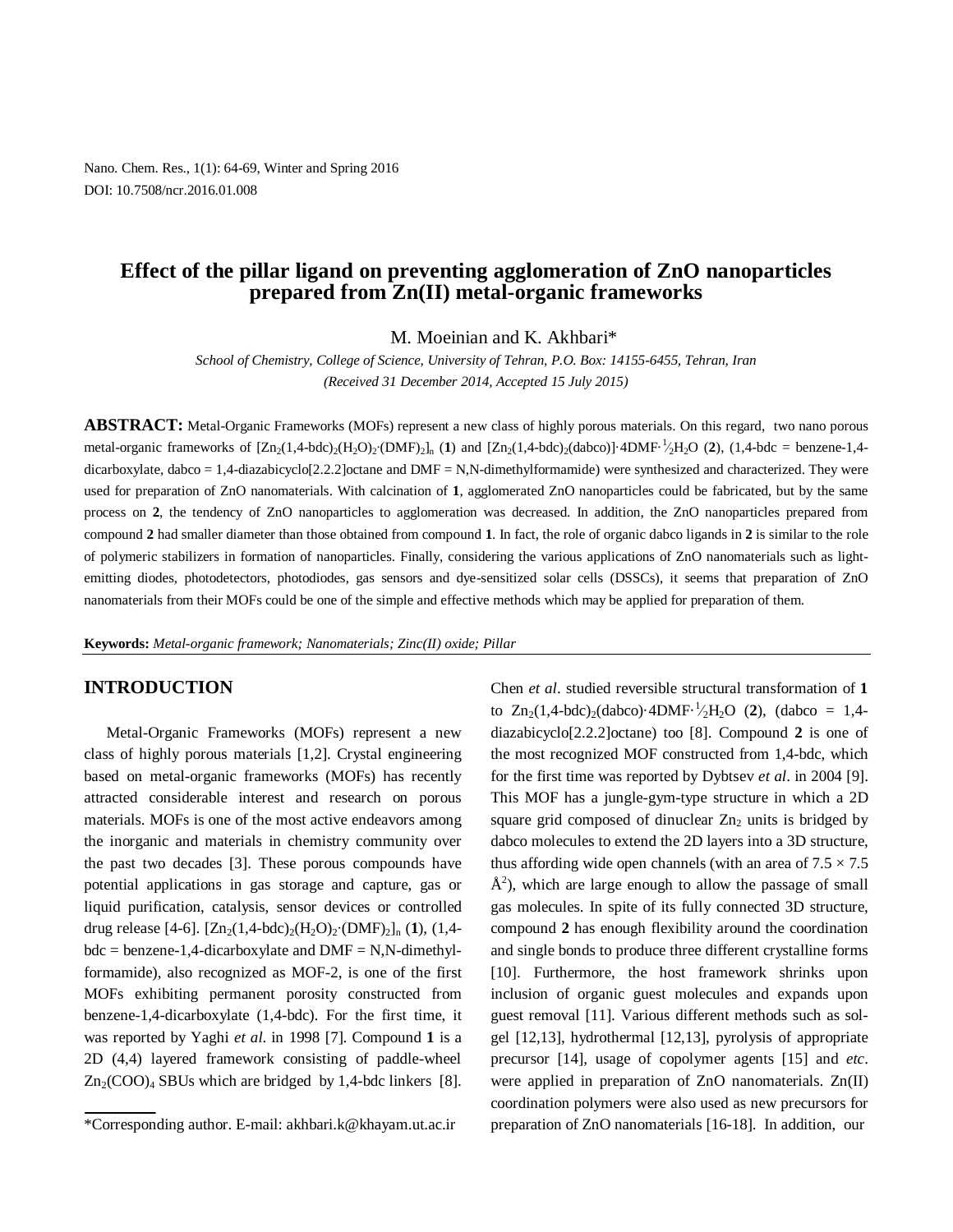# Effect of the pillar ligand on preventing agglomeration of ZnO nanoparticles prepared from Zn(II) metal-organic frameworks

M. Moeinian and K. Akhbari*

*School of Chemistry, College of Science, University of Tehran, P.O. Box: 14155-6455, Tehran, Iran*

*(Received 31 December 2014, Accepted 15 July 2015)*

**ABSTRACT:** Metal-Organic Frameworks (MOFs) represent a new class of highly porous materials. On this regard, two nano porous metal-organic frameworks of $[Zn_2(1,4\text{-bdc})_2(H_2O)_2{\cdot}(DMF)_2]_n$ (**1**) and $[Zn_2(1,4\text{-bdc})_2(dabco)]{\cdot}4DMF{\cdot}\frac{1}{2}H_2O$ (**2**), (1,4-bdc = benzene-1,4-dicarboxylate, dabco = 1,4-diazabicyclo[2.2.2]octane and DMF = N,N-dimethylformamide) were synthesized and characterized. They were used for preparation of ZnO nanomaterials. With calcination of **1**, agglomerated ZnO nanoparticles could be fabricated, but by the same process on **2**, the tendency of ZnO nanoparticles to agglomeration was decreased. In addition, the ZnO nanoparticles prepared from compound **2** had smaller diameter than those obtained from compound **1**. In fact, the role of organic dabco ligands in **2** is similar to the role of polymeric stabilizers in formation of nanoparticles. Finally, considering the various applications of ZnO nanomaterials such as light-emitting diodes, photodetectors, photodiodes, gas sensors and dye-sensitized solar cells (DSSCs), it seems that preparation of ZnO nanomaterials from their MOFs could be one of the simple and effective methods which may be applied for preparation of them.

**Keywords:** *Metal-organic framework; Nanomaterials; Zinc(II) oxide; Pillar*

## INTRODUCTION

Metal-Organic Frameworks (MOFs) represent a new class of highly porous materials [1,2]. Crystal engineering based on metal-organic frameworks (MOFs) has recently attracted considerable interest and research on porous materials. MOFs is one of the most active endeavors among the inorganic and materials in chemistry community over the past two decades [3]. These porous compounds have potential applications in gas storage and capture, gas or liquid purification, catalysis, sensor devices or controlled drug release [4-6]. $[Zn_2(1,4\text{-bdc})_2(H_2O)_2{\cdot}(DMF)_2]_n$ (**1**), (1,4-bdc = benzene-1,4-dicarboxylate and DMF = N,N-dimethyl-formamide), also recognized as MOF-2, is one of the first MOFs exhibiting permanent porosity constructed from benzene-1,4-dicarboxylate (1,4-bdc). For the first time, it was reported by Yaghi *et al*. in 1998 [7]. Compound **1** is a 2D (4,4) layered framework consisting of paddle-wheel $Zn_2(COO)_4$ SBUs which are bridged by 1,4-bdc linkers [8]. Chen *et al*. studied reversible structural transformation of **1** to $Zn_2(1,4\text{-bdc})_2(dabco){\cdot}4DMF{\cdot}\frac{1}{2}H_2O$ (**2**), (dabco = 1,4-diazabicyclo[2.2.2]octane) too [8]. Compound **2** is one of the most recognized MOF constructed from 1,4-bdc, which for the first time was reported by Dybtsev *et al*. in 2004 [9]. This MOF has a jungle-gym-type structure in which a 2D square grid composed of dinuclear $Zn_2$ units is bridged by dabco molecules to extend the 2D layers into a 3D structure, thus affording wide open channels (with an area of $7.5 \times 7.5$ Å$^2$), which are large enough to allow the passage of small gas molecules. In spite of its fully connected 3D structure, compound **2** has enough flexibility around the coordination and single bonds to produce three different crystalline forms [10]. Furthermore, the host framework shrinks upon inclusion of organic guest molecules and expands upon guest removal [11]. Various different methods such as sol-gel [12,13], hydrothermal [12,13], pyrolysis of appropriate precursor [14], usage of copolymer agents [15] and *etc*. were applied in preparation of ZnO nanomaterials. Zn(II) coordination polymers were also used as new precursors for preparation of ZnO nanomaterials [16-18]. In addition, our

*Corresponding author. E-mail: akhbari.k@khayam.ut.ac.ir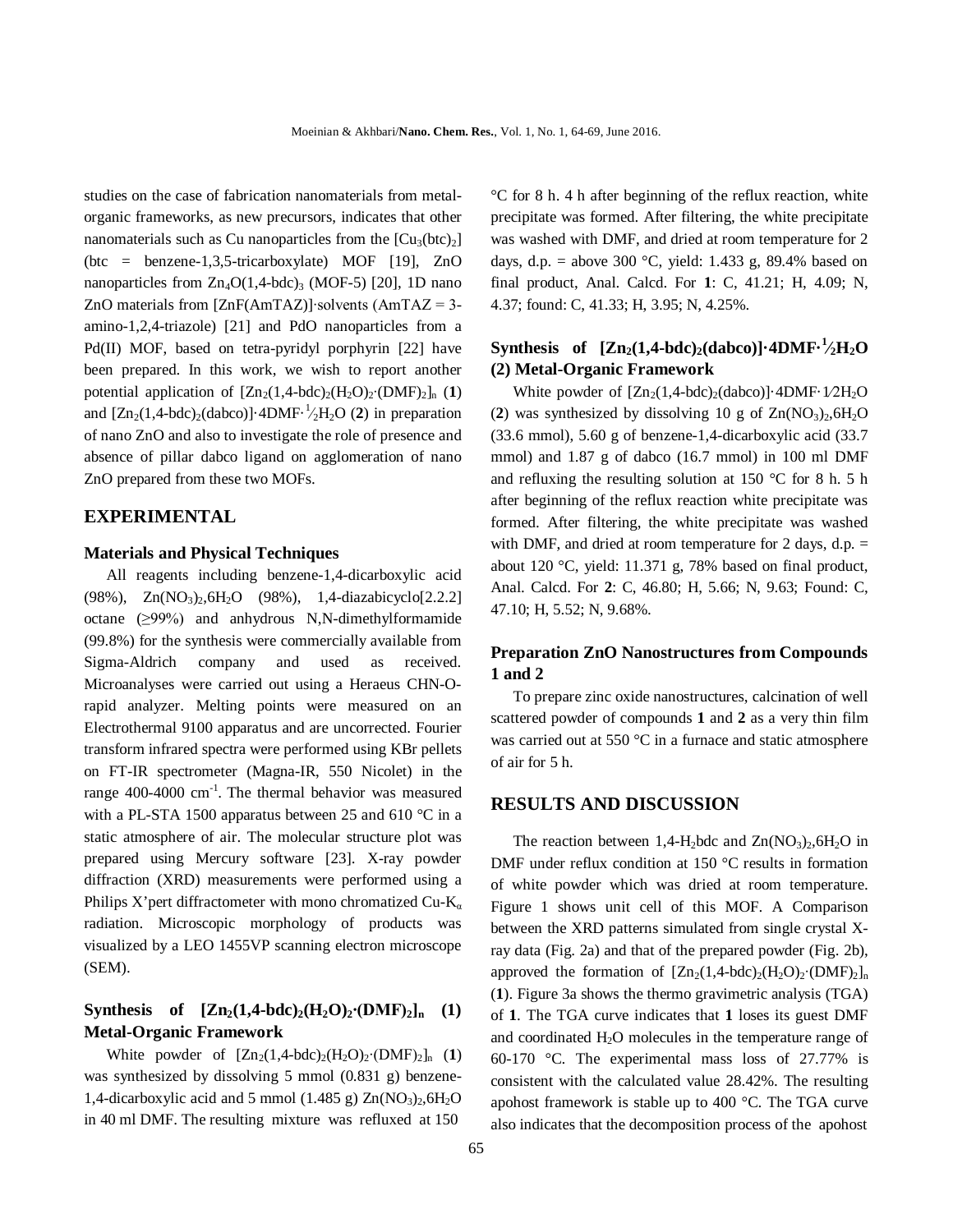studies on the case of fabrication nanomaterials from metal-organic frameworks, as new precursors, indicates that other nanomaterials such as Cu nanoparticles from the $[Cu_3(btc)_2]$ (btc = benzene-1,3,5-tricarboxylate) MOF [19], ZnO nanoparticles from $Zn_4O(1,4\text{-bdc})_3$ (MOF-5) [20], 1D nano ZnO materials from [ZnF(AmTAZ)]·solvents (AmTAZ = 3-amino-1,2,4-triazole) [21] and PdO nanoparticles from a Pd(II) MOF, based on tetra-pyridyl porphyrin [22] have been prepared. In this work, we wish to report another potential application of $[Zn_2(1,4\text{-bdc})_2(H_2O)_2\cdot(DMF)_2]_n$ (**1**) and $[Zn_2(1,4\text{-bdc})_2(dabco)]\cdot4DMF\cdot\frac{1}{2}H_2O$ (**2**) in preparation of nano ZnO and also to investigate the role of presence and absence of pillar dabco ligand on agglomeration of nano ZnO prepared from these two MOFs.

## EXPERIMENTAL

### Materials and Physical Techniques

All reagents including benzene-1,4-dicarboxylic acid (98%), $Zn(NO_3)_2,6H_2O$ (98%), 1,4-diazabicyclo[2.2.2] octane (≥99%) and anhydrous N,N-dimethylformamide (99.8%) for the synthesis were commercially available from Sigma-Aldrich company and used as received. Microanalyses were carried out using a Heraeus CHN-O-rapid analyzer. Melting points were measured on an Electrothermal 9100 apparatus and are uncorrected. Fourier transform infrared spectra were performed using KBr pellets on FT-IR spectrometer (Magna-IR, 550 Nicolet) in the range 400-4000 $cm^{-1}$. The thermal behavior was measured with a PL-STA 1500 apparatus between 25 and 610 °C in a static atmosphere of air. The molecular structure plot was prepared using Mercury software [23]. X-ray powder diffraction (XRD) measurements were performed using a Philips X'pert diffractometer with mono chromatized Cu-$K_\alpha$ radiation. Microscopic morphology of products was visualized by a LEO 1455VP scanning electron microscope (SEM).

### Synthesis of $[Zn_2(1,4\text{-bdc})_2(H_2O)_2\cdot(DMF)_2]_n$ (1) Metal-Organic Framework

White powder of $[Zn_2(1,4\text{-bdc})_2(H_2O)_2\cdot(DMF)_2]_n$ (**1**) was synthesized by dissolving 5 mmol (0.831 g) benzene-1,4-dicarboxylic acid and 5 mmol (1.485 g) $Zn(NO_3)_2,6H_2O$ in 40 ml DMF. The resulting mixture was refluxed at 150 °C for 8 h. 4 h after beginning of the reflux reaction, white precipitate was formed. After filtering, the white precipitate was washed with DMF, and dried at room temperature for 2 days, d.p. = above 300 °C, yield: 1.433 g, 89.4% based on final product, Anal. Calcd. For **1**: C, 41.21; H, 4.09; N, 4.37; found: C, 41.33; H, 3.95; N, 4.25%.

### Synthesis of $[Zn_2(1,4\text{-bdc})_2(dabco)]\cdot4DMF\cdot\frac{1}{2}H_2O$ (2) Metal-Organic Framework

White powder of $[Zn_2(1,4\text{-bdc})_2(dabco)]\cdot4DMF\cdot1/2H_2O$ (**2**) was synthesized by dissolving 10 g of $Zn(NO_3)_2,6H_2O$ (33.6 mmol), 5.60 g of benzene-1,4-dicarboxylic acid (33.7 mmol) and 1.87 g of dabco (16.7 mmol) in 100 ml DMF and refluxing the resulting solution at 150 °C for 8 h. 5 h after beginning of the reflux reaction white precipitate was formed. After filtering, the white precipitate was washed with DMF, and dried at room temperature for 2 days, d.p. = about 120 °C, yield: 11.371 g, 78% based on final product, Anal. Calcd. For **2**: C, 46.80; H, 5.66; N, 9.63; Found: C, 47.10; H, 5.52; N, 9.68%.

### Preparation ZnO Nanostructures from Compounds 1 and 2

To prepare zinc oxide nanostructures, calcination of well scattered powder of compounds **1** and **2** as a very thin film was carried out at 550 °C in a furnace and static atmosphere of air for 5 h.

## RESULTS AND DISCUSSION

The reaction between 1,4-$H_2$bdc and $Zn(NO_3)_2,6H_2O$ in DMF under reflux condition at 150 °C results in formation of white powder which was dried at room temperature. Figure 1 shows unit cell of this MOF. A Comparison between the XRD patterns simulated from single crystal X-ray data (Fig. 2a) and that of the prepared powder (Fig. 2b), approved the formation of $[Zn_2(1,4\text{-bdc})_2(H_2O)_2\cdot(DMF)_2]_n$ (**1**). Figure 3a shows the thermo gravimetric analysis (TGA) of **1**. The TGA curve indicates that **1** loses its guest DMF and coordinated $H_2O$ molecules in the temperature range of 60-170 °C. The experimental mass loss of 27.77% is consistent with the calculated value 28.42%. The resulting apohost framework is stable up to 400 °C. The TGA curve also indicates that the decomposition process of the apohost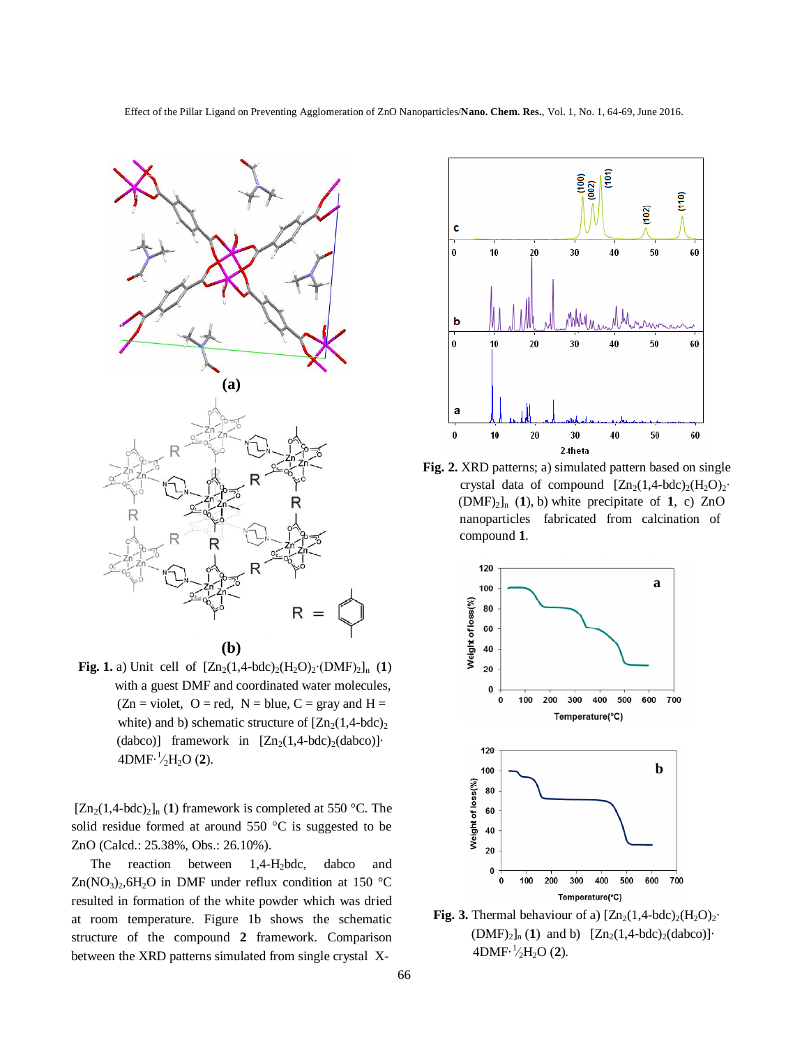**Fig. 1.** a) Unit cell of $[Zn_2(1,4\text{-bdc})_2(H_2O)_2{\cdot}(DMF)_2]_n$ (**1**) with a guest DMF and coordinated water molecules, (Zn = violet, O = red, N = blue, C = gray and H = white) and b) schematic structure of $[Zn_2(1,4\text{-bdc})_2(dabco)]$ framework in $[Zn_2(1,4\text{-bdc})_2(dabco)]{\cdot}4DMF{\cdot}\frac{1}{2}H_2O$ (**2**).

$[Zn_2(1,4\text{-bdc})_2]_n$ (**1**) framework is completed at 550 °C. The solid residue formed at around 550 °C is suggested to be ZnO (Calcd.: 25.38%, Obs.: 26.10%).

The reaction between 1,4-$H_2$bdc, dabco and $Zn(NO_3)_2{,}6H_2O$ in DMF under reflux condition at 150 °C resulted in formation of the white powder which was dried at room temperature. Figure 1b shows the schematic structure of the compound **2** framework. Comparison between the XRD patterns simulated from single crystal X-

**Fig. 2.** XRD patterns; a) simulated pattern based on single crystal data of compound $[Zn_2(1,4\text{-bdc})_2(H_2O)_2{\cdot}(DMF)_2]_n$ (**1**), b) white precipitate of **1**, c) ZnO nanoparticles fabricated from calcination of compound **1**.

**Fig. 3.** Thermal behaviour of a) $[Zn_2(1,4\text{-bdc})_2(H_2O)_2{\cdot}(DMF)_2]_n$ (**1**) and b) $[Zn_2(1,4\text{-bdc})_2(dabco)]{\cdot}4DMF{\cdot}\frac{1}{2}H_2O$ (**2**).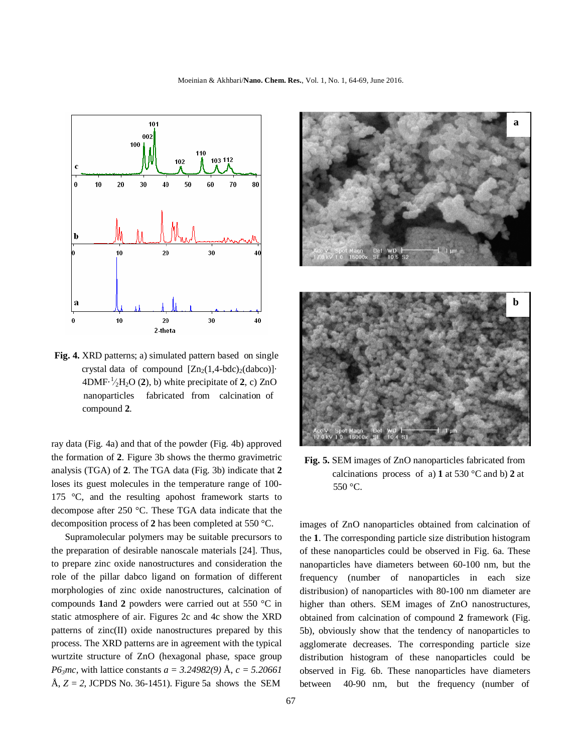**Fig. 4.** XRD patterns; a) simulated pattern based on single crystal data of compound $[Zn_2(1,4\text{-bdc})_2(dabco)]\cdot 4DMF\cdot \frac{1}{2}H_2O$ (**2**), b) white precipitate of **2**, c) ZnO nanoparticles fabricated from calcination of compound **2**.

ray data (Fig. 4a) and that of the powder (Fig. 4b) approved the formation of **2**. Figure 3b shows the thermo gravimetric analysis (TGA) of **2**. The TGA data (Fig. 3b) indicate that **2** loses its guest molecules in the temperature range of 100-175 °C, and the resulting apohost framework starts to decompose after 250 °C. These TGA data indicate that the decomposition process of **2** has been completed at 550 °C.

Supramolecular polymers may be suitable precursors to the preparation of desirable nanoscale materials [24]. Thus, to prepare zinc oxide nanostructures and consideration the role of the pillar dabco ligand on formation of different morphologies of zinc oxide nanostructures, calcination of compounds **1**and **2** powders were carried out at 550 °C in static atmosphere of air. Figures 2c and 4c show the XRD patterns of zinc(II) oxide nanostructures prepared by this process. The XRD patterns are in agreement with the typical wurtzite structure of ZnO (hexagonal phase, space group $P6_3mc$, with lattice constants $a = 3.24982(9)$ Å, $c = 5.20661$ Å, $Z = 2$, JCPDS No. 36-1451). Figure 5a shows the SEM images of ZnO nanoparticles obtained from calcination of the **1**. The corresponding particle size distribution histogram of these nanoparticles could be observed in Fig. 6a. These nanoparticles have diameters between 60-100 nm, but the frequency (number of nanoparticles in each size distribusion) of nanoparticles with 80-100 nm diameter are higher than others. SEM images of ZnO nanostructures, obtained from calcination of compound **2** framework (Fig. 5b), obviously show that the tendency of nanoparticles to agglomerate decreases. The corresponding particle size distribution histogram of these nanoparticles could be observed in Fig. 6b. These nanoparticles have diameters between 40-90 nm, but the frequency (number of

**Fig. 5.** SEM images of ZnO nanoparticles fabricated from calcinations process of a) **1** at 530 °C and b) **2** at 550 °C.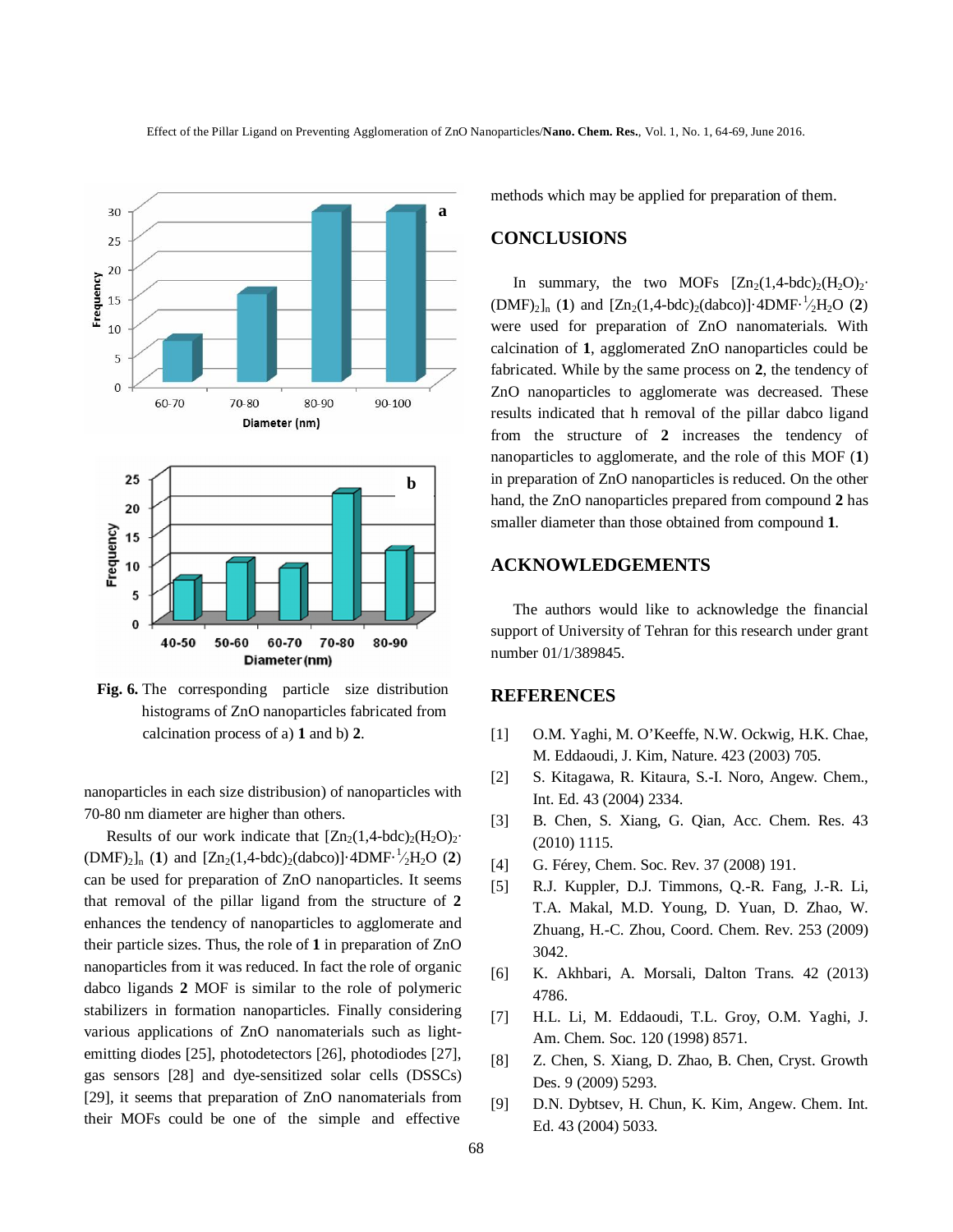Fig. 6. The corresponding particle size distribution histograms of ZnO nanoparticles fabricated from calcination process of a) **1** and b) **2**.

nanoparticles in each size distribusion) of nanoparticles with 70-80 nm diameter are higher than others.

Results of our work indicate that $[Zn_2(1,4\text{-bdc})_2(H_2O)_2\cdot(DMF)_2]_n$ (**1**) and $[Zn_2(1,4\text{-bdc})_2(dabco)]\cdot 4DMF\cdot\frac{1}{2}H_2O$ (**2**) can be used for preparation of ZnO nanoparticles. It seems that removal of the pillar ligand from the structure of **2** enhances the tendency of nanoparticles to agglomerate and their particle sizes. Thus, the role of **1** in preparation of ZnO nanoparticles from it was reduced. In fact the role of organic dabco ligands **2** MOF is similar to the role of polymeric stabilizers in formation nanoparticles. Finally considering various applications of ZnO nanomaterials such as light-emitting diodes [25], photodetectors [26], photodiodes [27], gas sensors [28] and dye-sensitized solar cells (DSSCs) [29], it seems that preparation of ZnO nanomaterials from their MOFs could be one of the simple and effective methods which may be applied for preparation of them.

## CONCLUSIONS

In summary, the two MOFs $[Zn_2(1,4\text{-bdc})_2(H_2O)_2\cdot(DMF)_2]_n$ (**1**) and $[Zn_2(1,4\text{-bdc})_2(dabco)]\cdot 4DMF\cdot\frac{1}{2}H_2O$ (**2**) were used for preparation of ZnO nanomaterials. With calcination of **1**, agglomerated ZnO nanoparticles could be fabricated. While by the same process on **2**, the tendency of ZnO nanoparticles to agglomerate was decreased. These results indicated that h removal of the pillar dabco ligand from the structure of **2** increases the tendency of nanoparticles to agglomerate, and the role of this MOF (**1**) in preparation of ZnO nanoparticles is reduced. On the other hand, the ZnO nanoparticles prepared from compound **2** has smaller diameter than those obtained from compound **1**.

## ACKNOWLEDGEMENTS

The authors would like to acknowledge the financial support of University of Tehran for this research under grant number 01/1/389845.

## REFERENCES

[1] O.M. Yaghi, M. O'Keeffe, N.W. Ockwig, H.K. Chae, M. Eddaoudi, J. Kim, Nature. 423 (2003) 705.

[2] S. Kitagawa, R. Kitaura, S.-I. Noro, Angew. Chem., Int. Ed. 43 (2004) 2334.

[3] B. Chen, S. Xiang, G. Qian, Acc. Chem. Res. 43 (2010) 1115.

[4] G. Férey, Chem. Soc. Rev. 37 (2008) 191.

[5] R.J. Kuppler, D.J. Timmons, Q.-R. Fang, J.-R. Li, T.A. Makal, M.D. Young, D. Yuan, D. Zhao, W. Zhuang, H.-C. Zhou, Coord. Chem. Rev. 253 (2009) 3042.

[6] K. Akhbari, A. Morsali, Dalton Trans. 42 (2013) 4786.

[7] H.L. Li, M. Eddaoudi, T.L. Groy, O.M. Yaghi, J. Am. Chem. Soc. 120 (1998) 8571.

[8] Z. Chen, S. Xiang, D. Zhao, B. Chen, Cryst. Growth Des. 9 (2009) 5293.

[9] D.N. Dybtsev, H. Chun, K. Kim, Angew. Chem. Int. Ed. 43 (2004) 5033.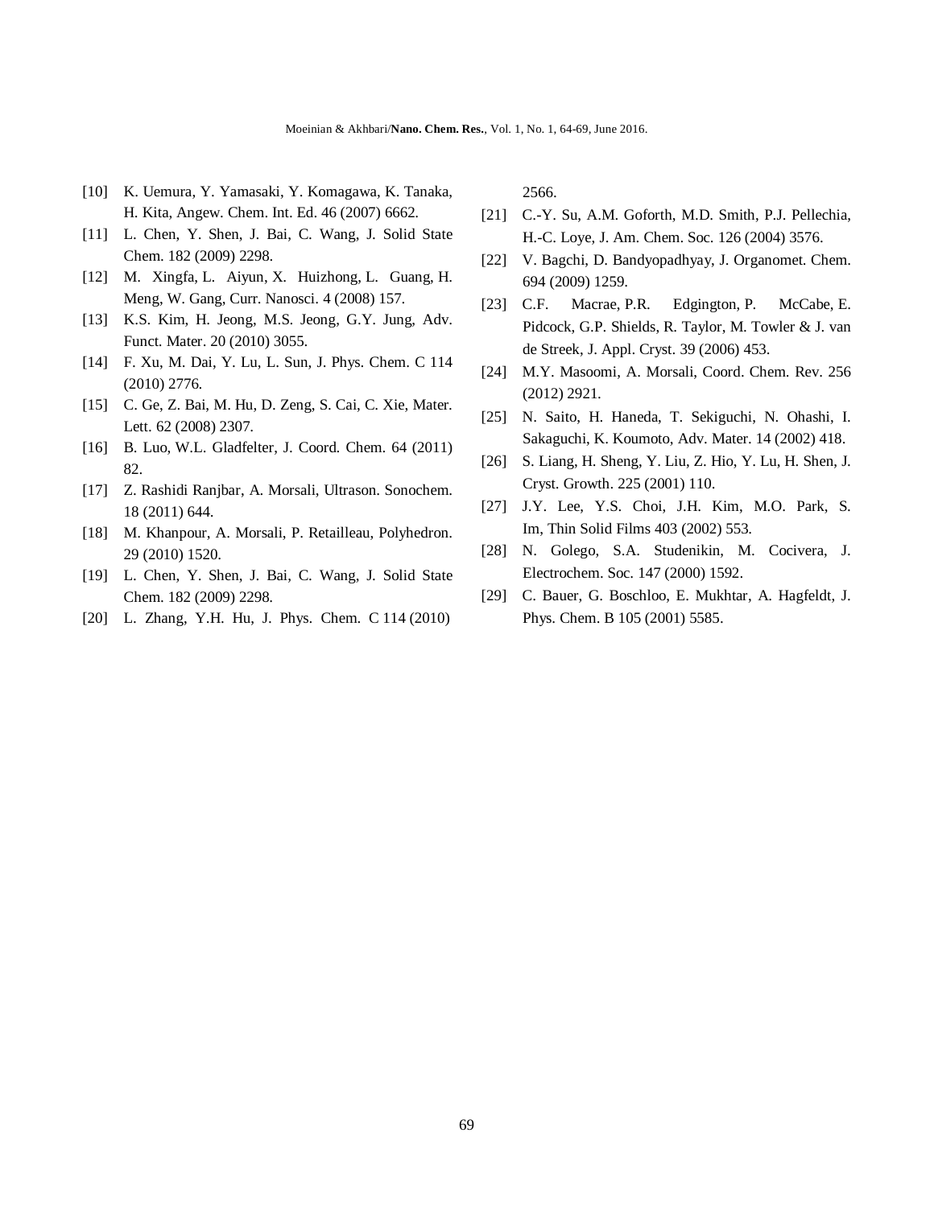[10] K. Uemura, Y. Yamasaki, Y. Komagawa, K. Tanaka, H. Kita, Angew. Chem. Int. Ed. 46 (2007) 6662.

[11] L. Chen, Y. Shen, J. Bai, C. Wang, J. Solid State Chem. 182 (2009) 2298.

[12] M. Xingfa, L. Aiyun, X. Huizhong, L. Guang, H. Meng, W. Gang, Curr. Nanosci. 4 (2008) 157.

[13] K.S. Kim, H. Jeong, M.S. Jeong, G.Y. Jung, Adv. Funct. Mater. 20 (2010) 3055.

[14] F. Xu, M. Dai, Y. Lu, L. Sun, J. Phys. Chem. C 114 (2010) 2776.

[15] C. Ge, Z. Bai, M. Hu, D. Zeng, S. Cai, C. Xie, Mater. Lett. 62 (2008) 2307.

[16] B. Luo, W.L. Gladfelter, J. Coord. Chem. 64 (2011) 82.

[17] Z. Rashidi Ranjbar, A. Morsali, Ultrason. Sonochem. 18 (2011) 644.

[18] M. Khanpour, A. Morsali, P. Retailleau, Polyhedron. 29 (2010) 1520.

[19] L. Chen, Y. Shen, J. Bai, C. Wang, J. Solid State Chem. 182 (2009) 2298.

[20] L. Zhang, Y.H. Hu, J. Phys. Chem. C 114 (2010) 2566.

[21] C.-Y. Su, A.M. Goforth, M.D. Smith, P.J. Pellechia, H.-C. Loye, J. Am. Chem. Soc. 126 (2004) 3576.

[22] V. Bagchi, D. Bandyopadhyay, J. Organomet. Chem. 694 (2009) 1259.

[23] C.F. Macrae, P.R. Edgington, P. McCabe, E. Pidcock, G.P. Shields, R. Taylor, M. Towler & J. van de Streek, J. Appl. Cryst. 39 (2006) 453.

[24] M.Y. Masoomi, A. Morsali, Coord. Chem. Rev. 256 (2012) 2921.

[25] N. Saito, H. Haneda, T. Sekiguchi, N. Ohashi, I. Sakaguchi, K. Koumoto, Adv. Mater. 14 (2002) 418.

[26] S. Liang, H. Sheng, Y. Liu, Z. Hio, Y. Lu, H. Shen, J. Cryst. Growth. 225 (2001) 110.

[27] J.Y. Lee, Y.S. Choi, J.H. Kim, M.O. Park, S. Im, Thin Solid Films 403 (2002) 553.

[28] N. Golego, S.A. Studenikin, M. Cocivera, J. Electrochem. Soc. 147 (2000) 1592.

[29] C. Bauer, G. Boschloo, E. Mukhtar, A. Hagfeldt, J. Phys. Chem. B 105 (2001) 5585.